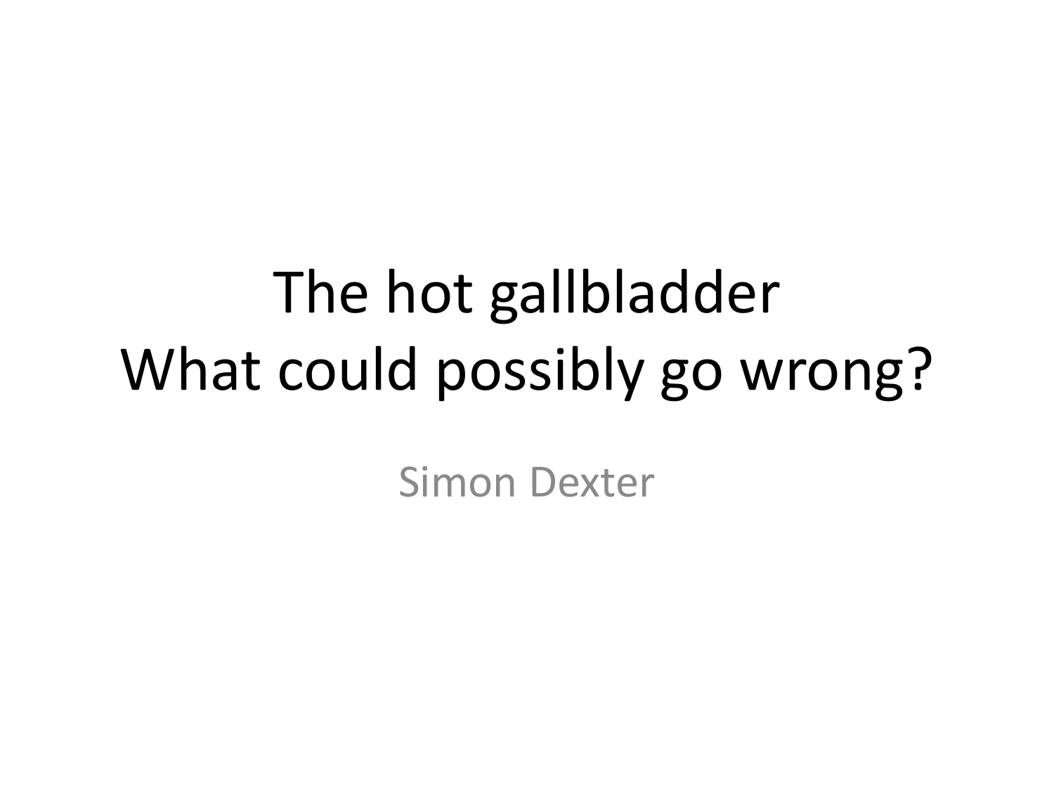# The hot gallbladder
# What could possibly go wrong?

Simon Dexter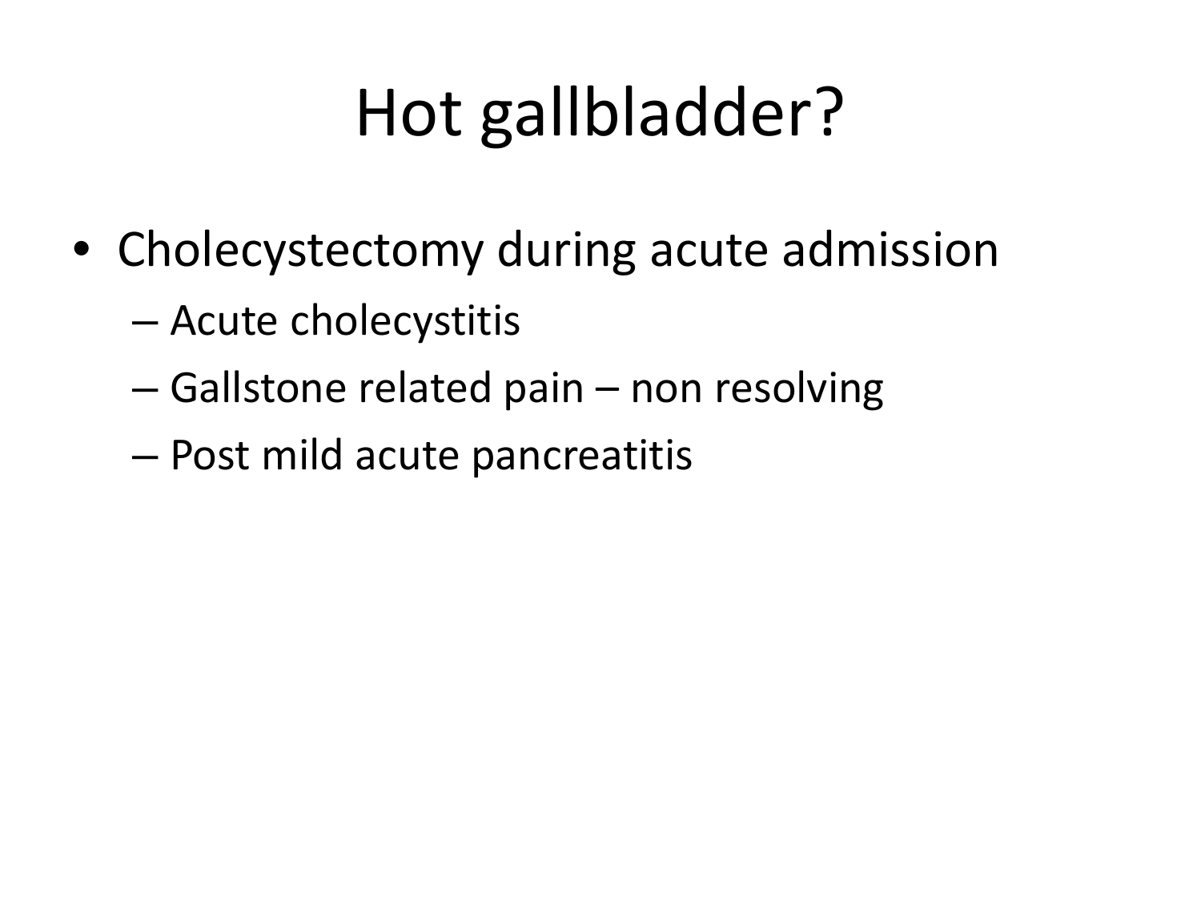# Hot gallbladder?

- Cholecystectomy during acute admission
  - Acute cholecystitis
  - Gallstone related pain – non resolving
  - Post mild acute pancreatitis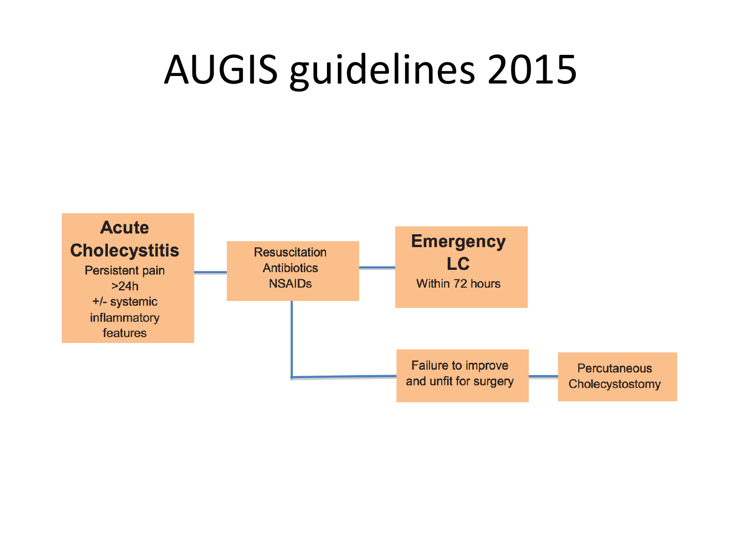# AUGIS guidelines 2015

**Acute Cholecystitis**
Persistent pain >24h
+/- systemic inflammatory features

Resuscitation
Antibiotics
NSAIDs

**Emergency LC**
Within 72 hours

Failure to improve and unfit for surgery

Percutaneous Cholecystostomy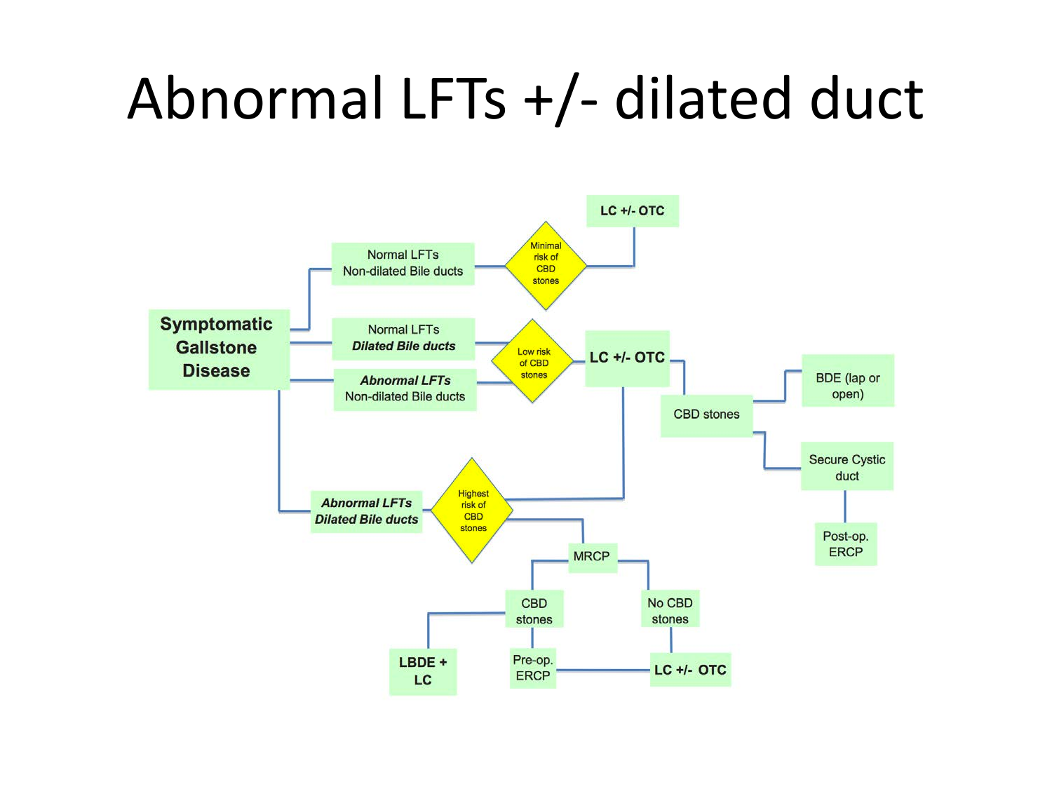# Abnormal LFTs +/- dilated duct

Symptomatic Gallstone Disease

- Normal LFTs, Non-dilated Bile ducts → Minimal risk of CBD stones → LC +/- OTC
- Normal LFTs, *Dilated Bile ducts* → Low risk of CBD stones → LC +/- OTC
- *Abnormal LFTs*, Non-dilated Bile ducts → Low risk of CBD stones → LC +/- OTC
  - CBD stones
    - BDE (lap or open)
    - Secure Cystic duct → Post-op. ERCP
- *Abnormal LFTs*, *Dilated Bile ducts* → Highest risk of CBD stones
  - → LC +/- OTC
  - → MRCP
    - CBD stones
      - LBDE + LC
      - Pre-op. ERCP → LC +/- OTC
    - No CBD stones → LC +/- OTC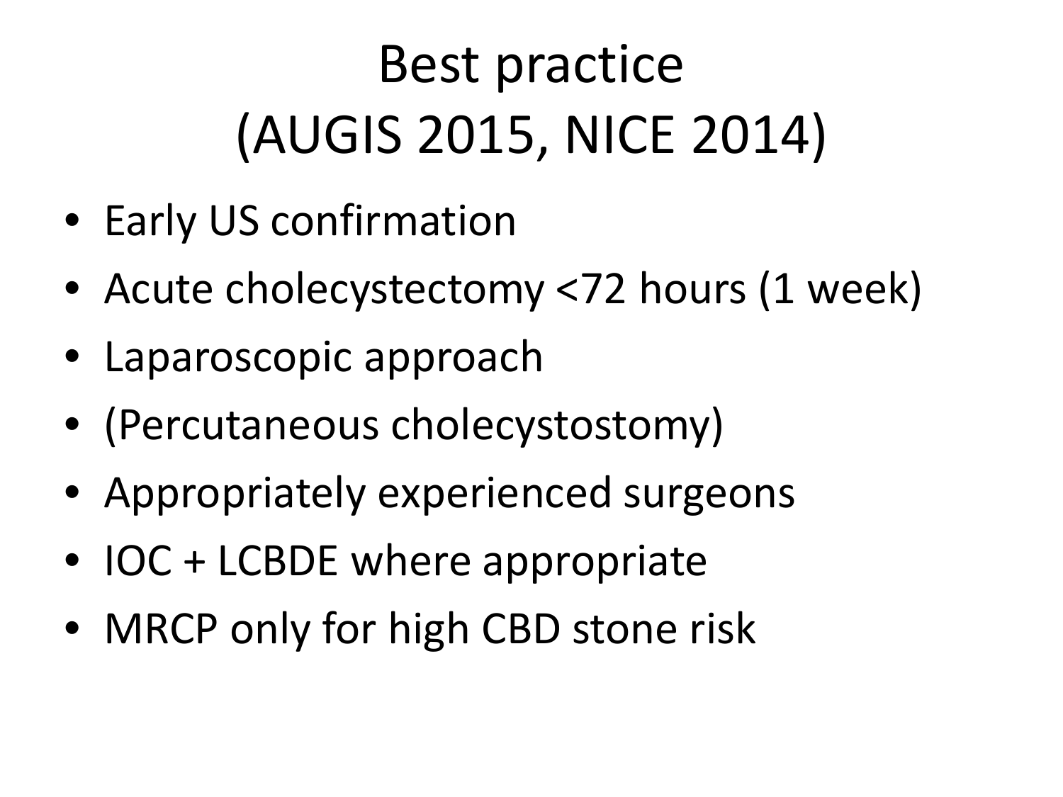# Best practice (AUGIS 2015, NICE 2014)

- Early US confirmation
- Acute cholecystectomy <72 hours (1 week)
- Laparoscopic approach
- (Percutaneous cholecystostomy)
- Appropriately experienced surgeons
- IOC + LCBDE where appropriate
- MRCP only for high CBD stone risk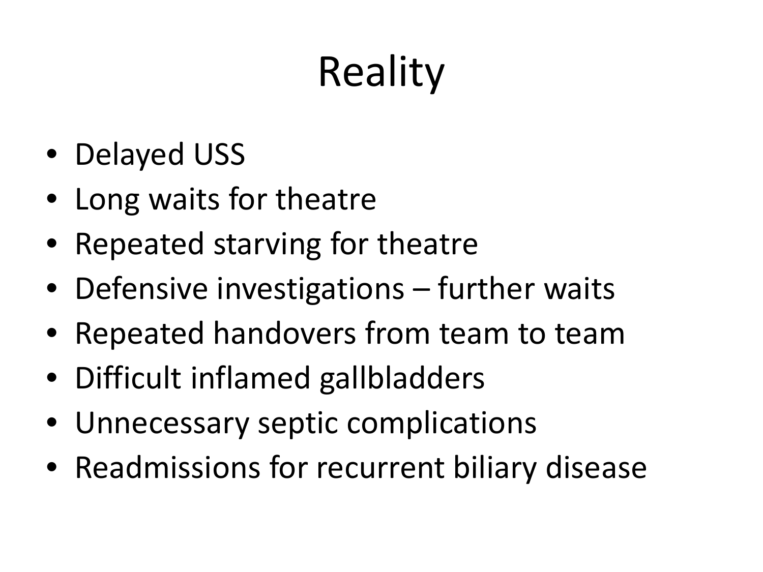# Reality

- Delayed USS
- Long waits for theatre
- Repeated starving for theatre
- Defensive investigations – further waits
- Repeated handovers from team to team
- Difficult inflamed gallbladders
- Unnecessary septic complications
- Readmissions for recurrent biliary disease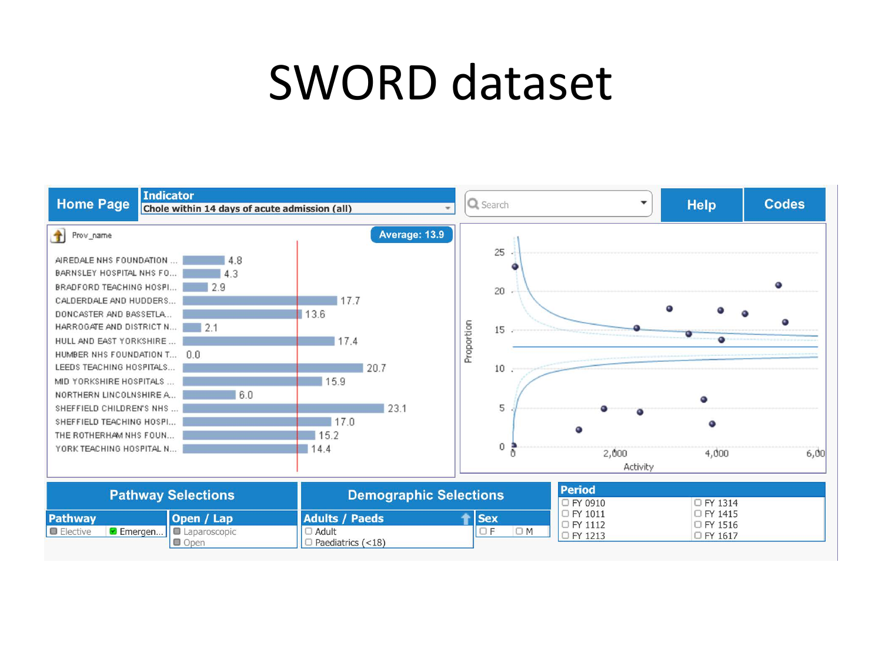# SWORD dataset

Home Page

**Indicator**
Chole within 14 days of acute admission (all)

Search

Help

Codes

Prov_name

Average: 13.9

| Prov_name | Value |
|---|---|
| AIREDALE NHS FOUNDATION ... | 4.8 |
| BARNSLEY HOSPITAL NHS FO... | 4.3 |
| BRADFORD TEACHING HOSPI... | 2.9 |
| CALDERDALE AND HUDDERS... | 17.7 |
| DONCASTER AND BASSETLA... | 13.6 |
| HARROGATE AND DISTRICT N... | 2.1 |
| HULL AND EAST YORKSHIRE ... | 17.4 |
| HUMBER NHS FOUNDATION T... | 0.0 |
| LEEDS TEACHING HOSPITALS... | 20.7 |
| MID YORKSHIRE HOSPITALS ... | 15.9 |
| NORTHERN LINCOLNSHIRE A... | 6.0 |
| SHEFFIELD CHILDREN'S NHS ... | 23.1 |
| SHEFFIELD TEACHING HOSPI... | 17.0 |
| THE ROTHERHAM NHS FOUN... | 15.2 |
| YORK TEACHING HOSPITAL N... | 14.4 |

Proportion

Activity

**Pathway Selections**

Pathway: Elective, Emergen...

Open / Lap: Laparoscopic, Open

**Demographic Selections**

Adults / Paeds: Adult, Paediatrics (<18)

Sex: F, M

**Period**

FY 0910, FY 1011, FY 1112, FY 1213, FY 1314, FY 1415, FY 1516, FY 1617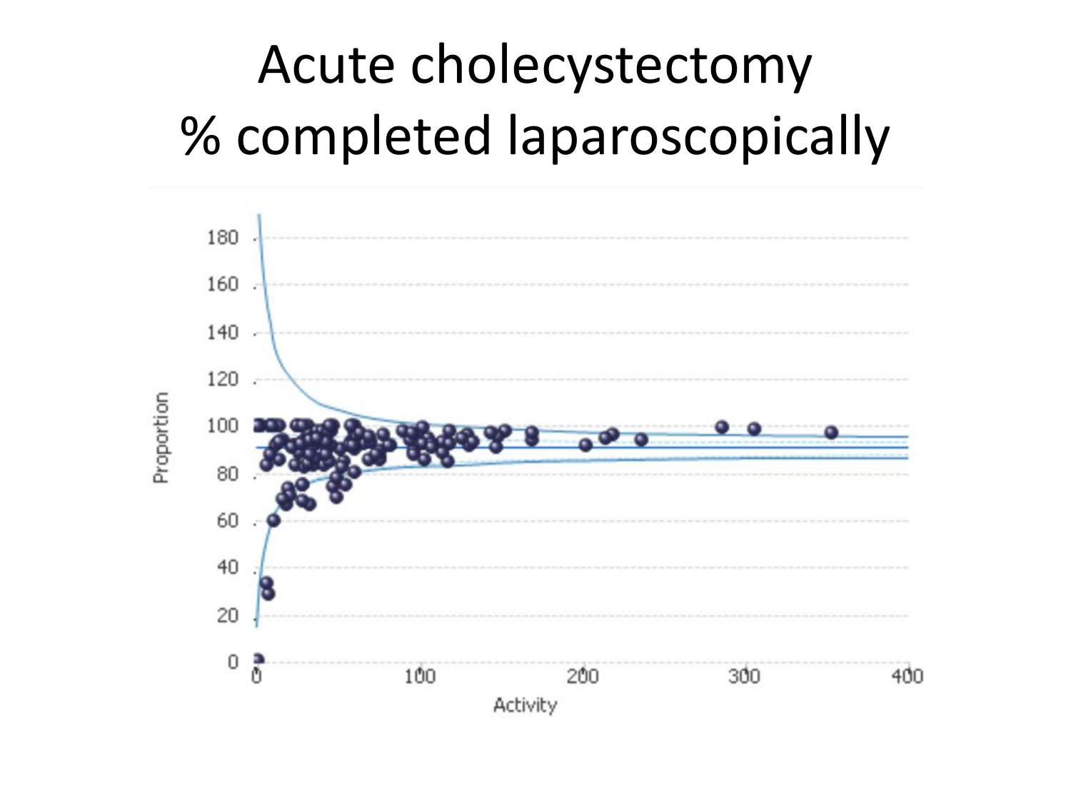# Acute cholecystectomy
# % completed laparoscopically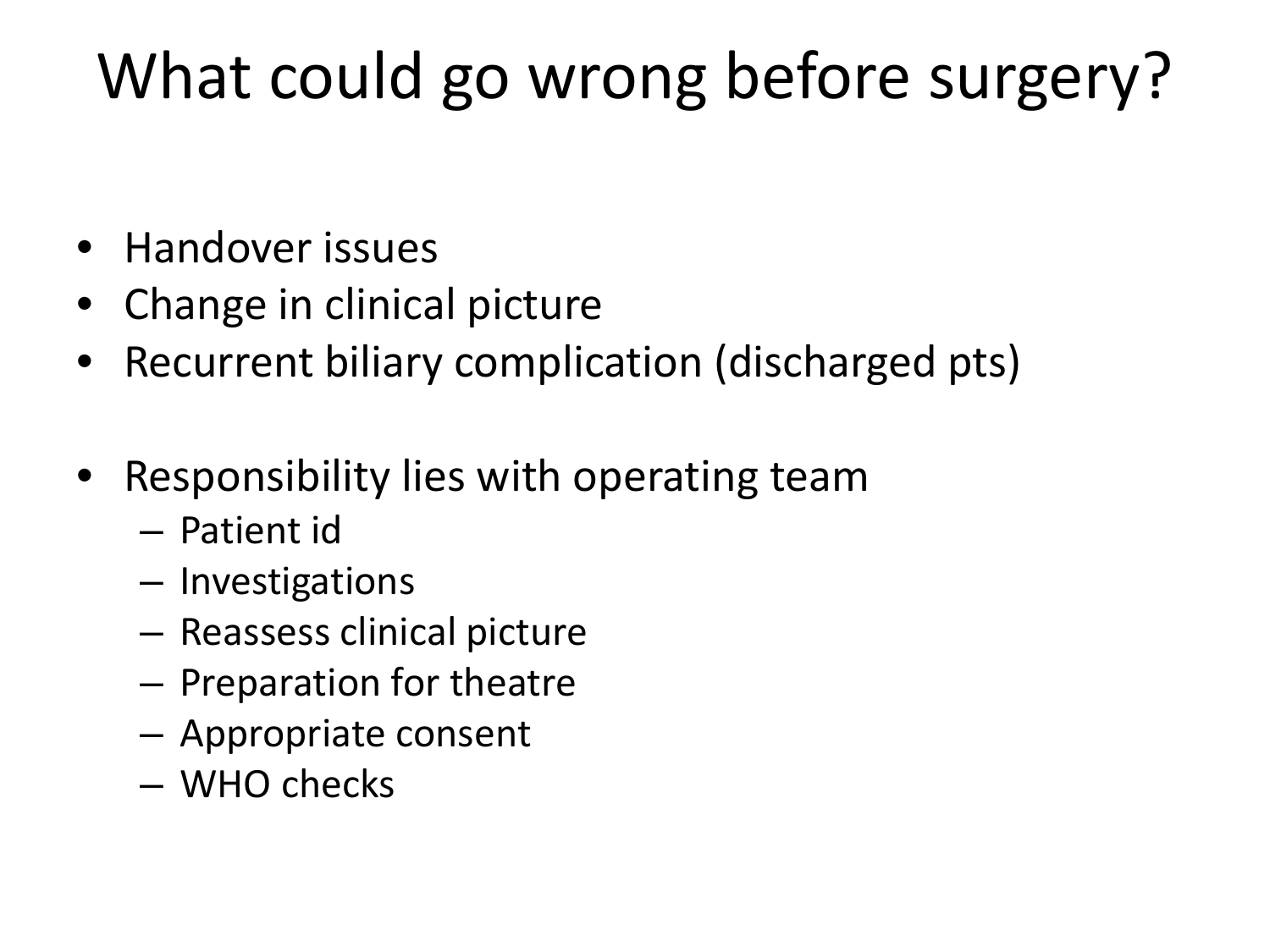# What could go wrong before surgery?

- Handover issues
- Change in clinical picture
- Recurrent biliary complication (discharged pts)

- Responsibility lies with operating team
  - Patient id
  - Investigations
  - Reassess clinical picture
  - Preparation for theatre
  - Appropriate consent
  - WHO checks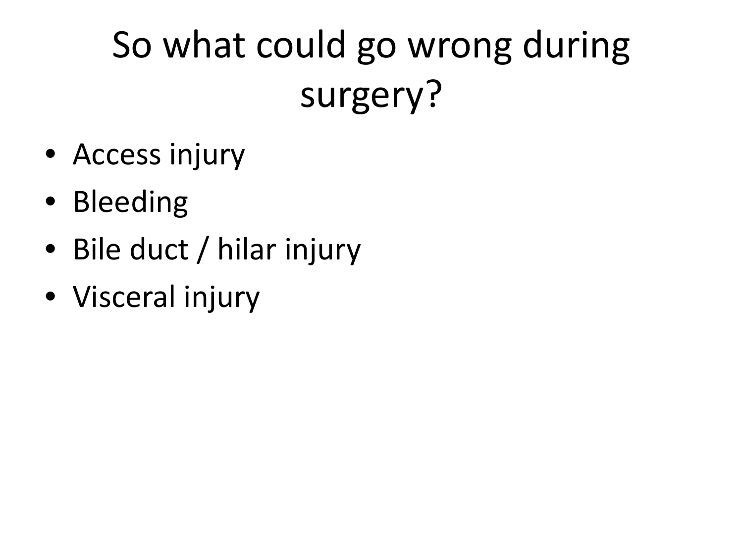# So what could go wrong during surgery?

- Access injury
- Bleeding
- Bile duct / hilar injury
- Visceral injury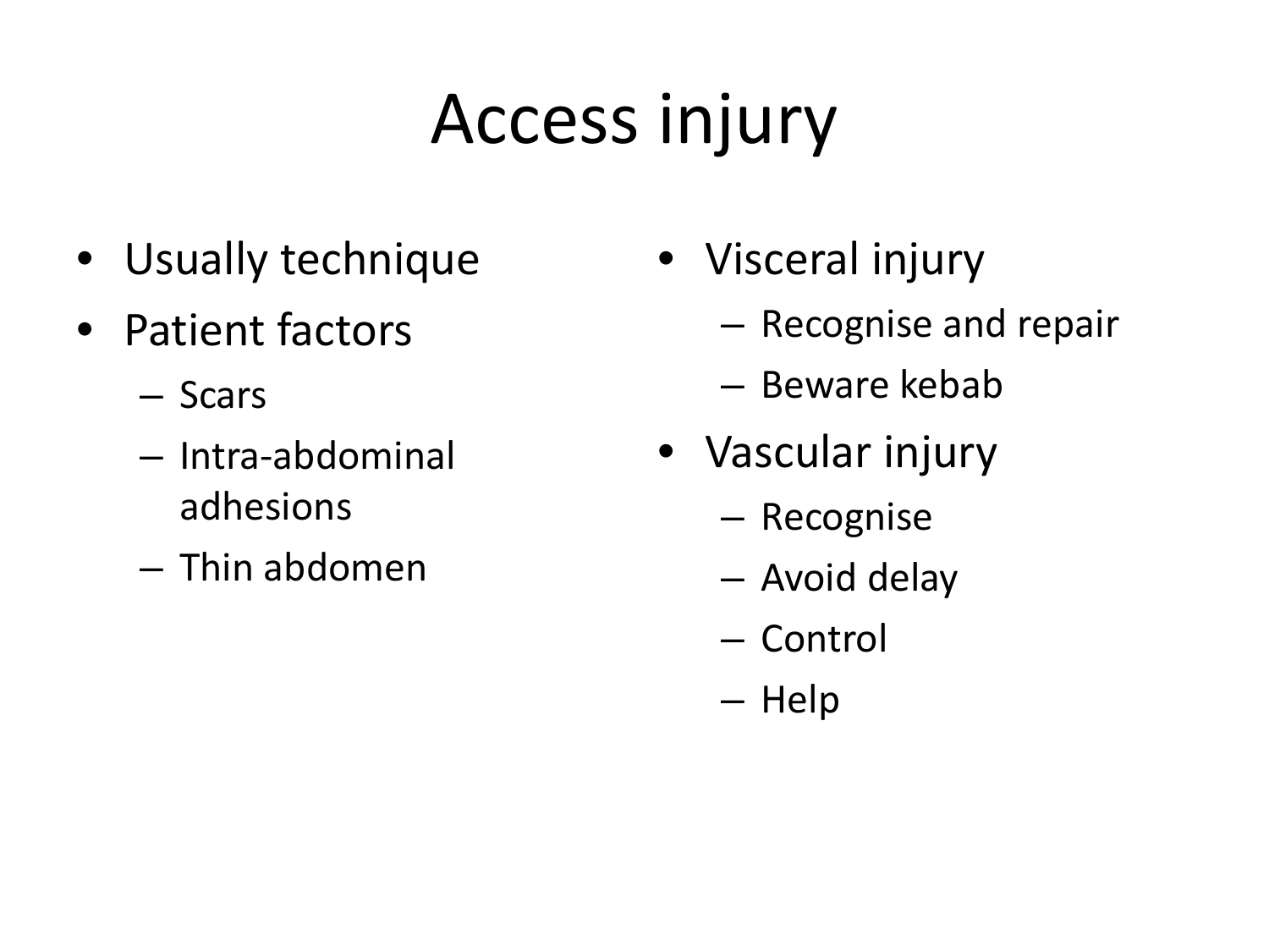# Access injury

- Usually technique
- Patient factors
  - Scars
  - Intra-abdominal adhesions
  - Thin abdomen
- Visceral injury
  - Recognise and repair
  - Beware kebab
- Vascular injury
  - Recognise
  - Avoid delay
  - Control
  - Help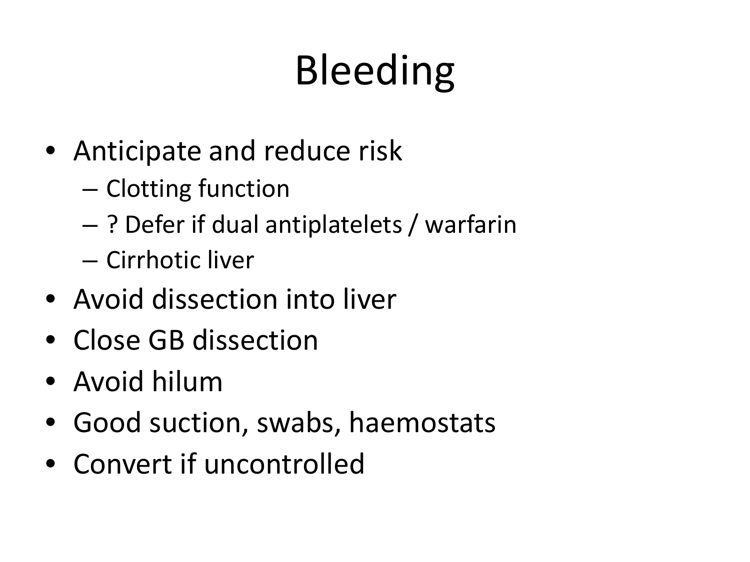# Bleeding

- Anticipate and reduce risk
  - Clotting function
  - ? Defer if dual antiplatelets / warfarin
  - Cirrhotic liver
- Avoid dissection into liver
- Close GB dissection
- Avoid hilum
- Good suction, swabs, haemostats
- Convert if uncontrolled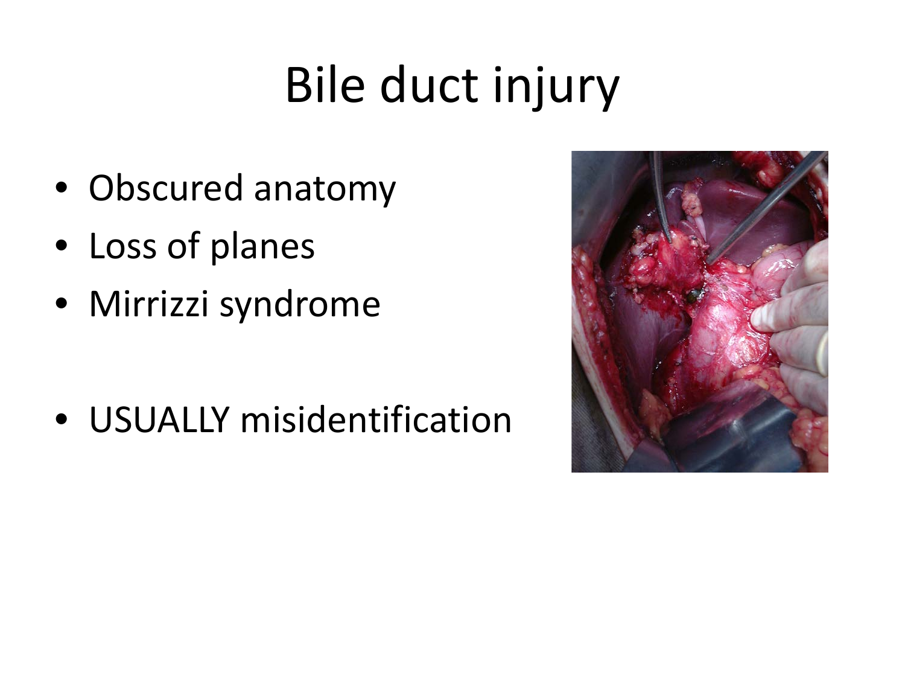# Bile duct injury

- Obscured anatomy
- Loss of planes
- Mirrizzi syndrome

- USUALLY misidentification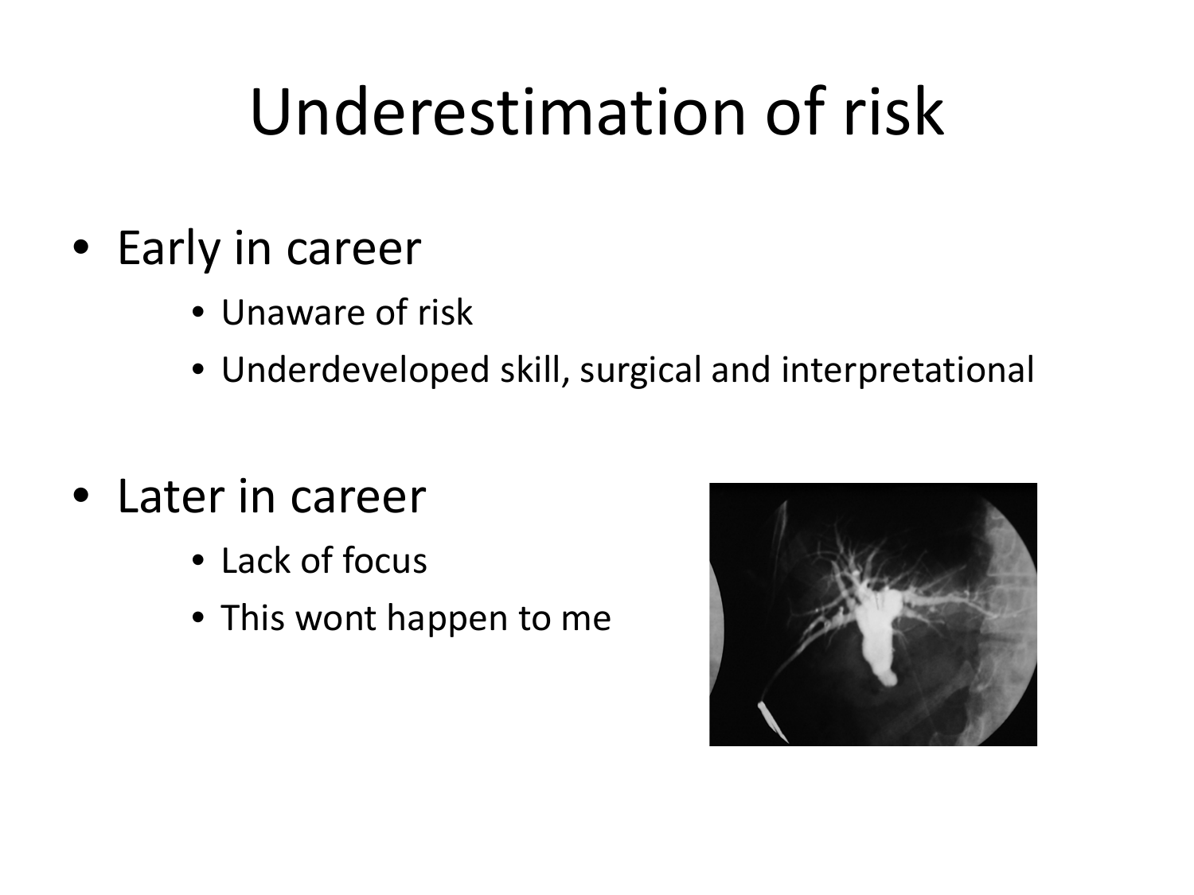# Underestimation of risk

- Early in career
  - Unaware of risk
  - Underdeveloped skill, surgical and interpretational
- Later in career
  - Lack of focus
  - This wont happen to me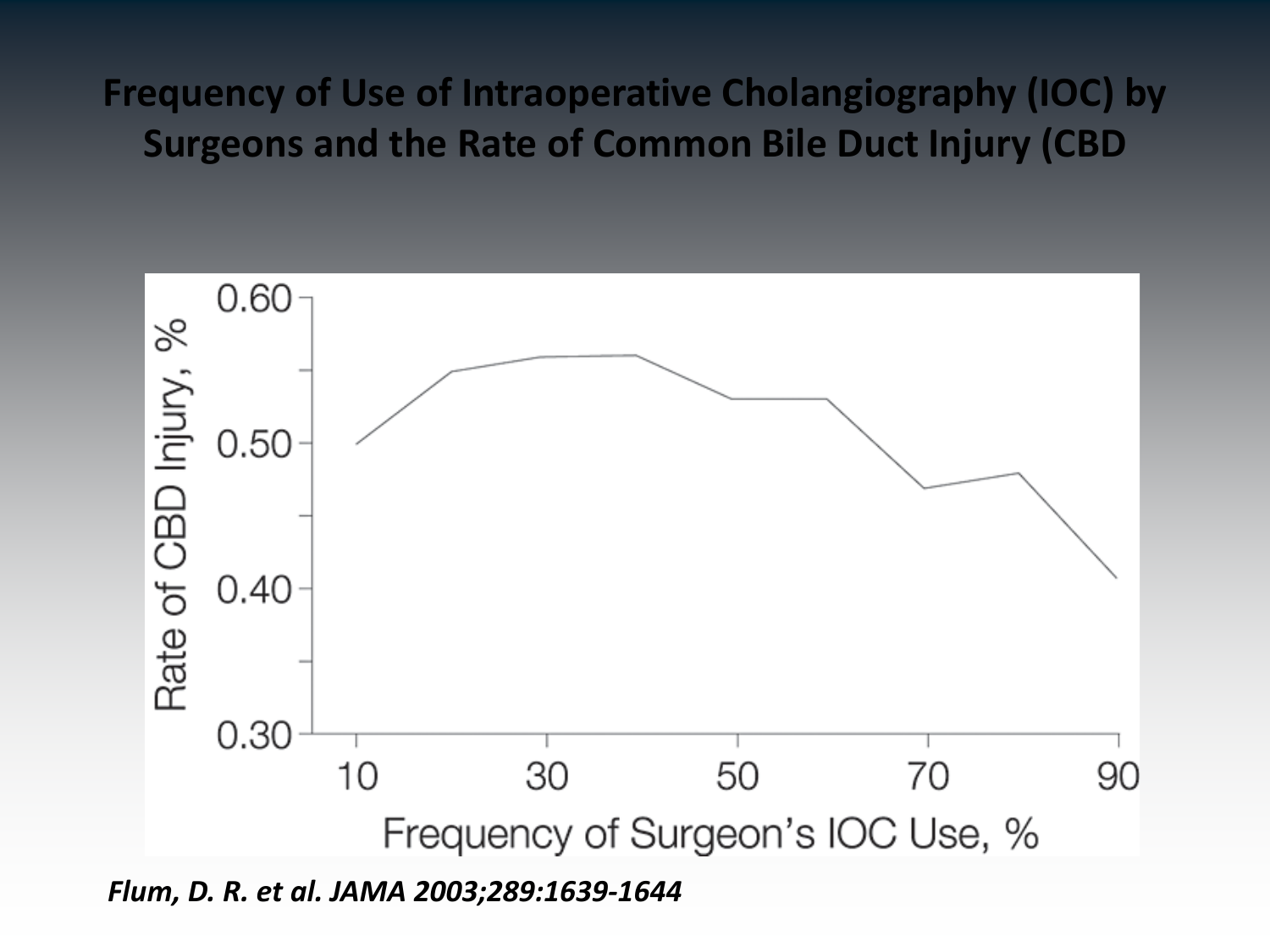# Frequency of Use of Intraoperative Cholangiography (IOC) by Surgeons and the Rate of Common Bile Duct Injury (CBD

*Flum, D. R. et al. JAMA 2003;289:1639-1644*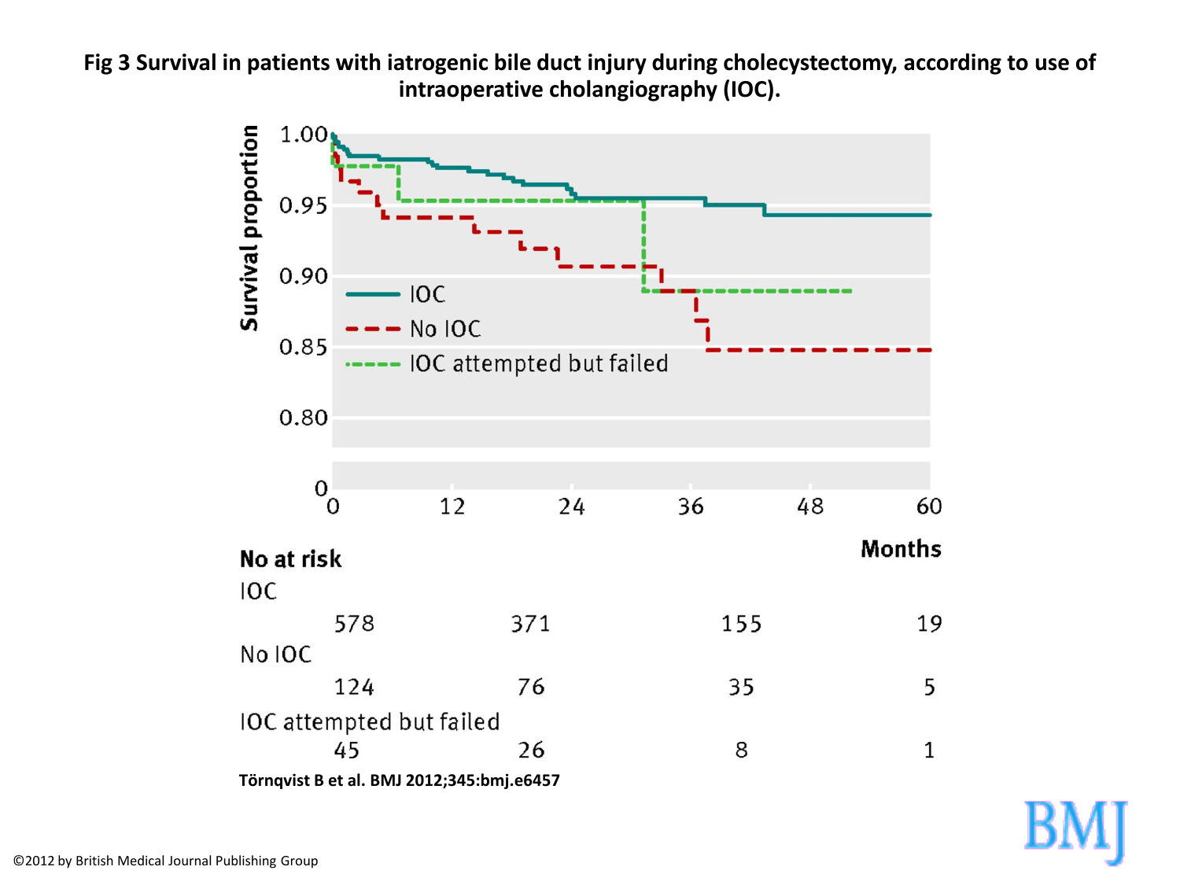**Fig 3 Survival in patients with iatrogenic bile duct injury during cholecystectomy, according to use of intraoperative cholangiography (IOC).**

**No at risk**

| | 0 | 12 | 36 | 60 |
|---|---|---|---|---|
| IOC | 578 | 371 | 155 | 19 |
| No IOC | 124 | 76 | 35 | 5 |
| IOC attempted but failed | 45 | 26 | 8 | 1 |

**Törnqvist B et al. BMJ 2012;345:bmj.e6457**

©2012 by British Medical Journal Publishing Group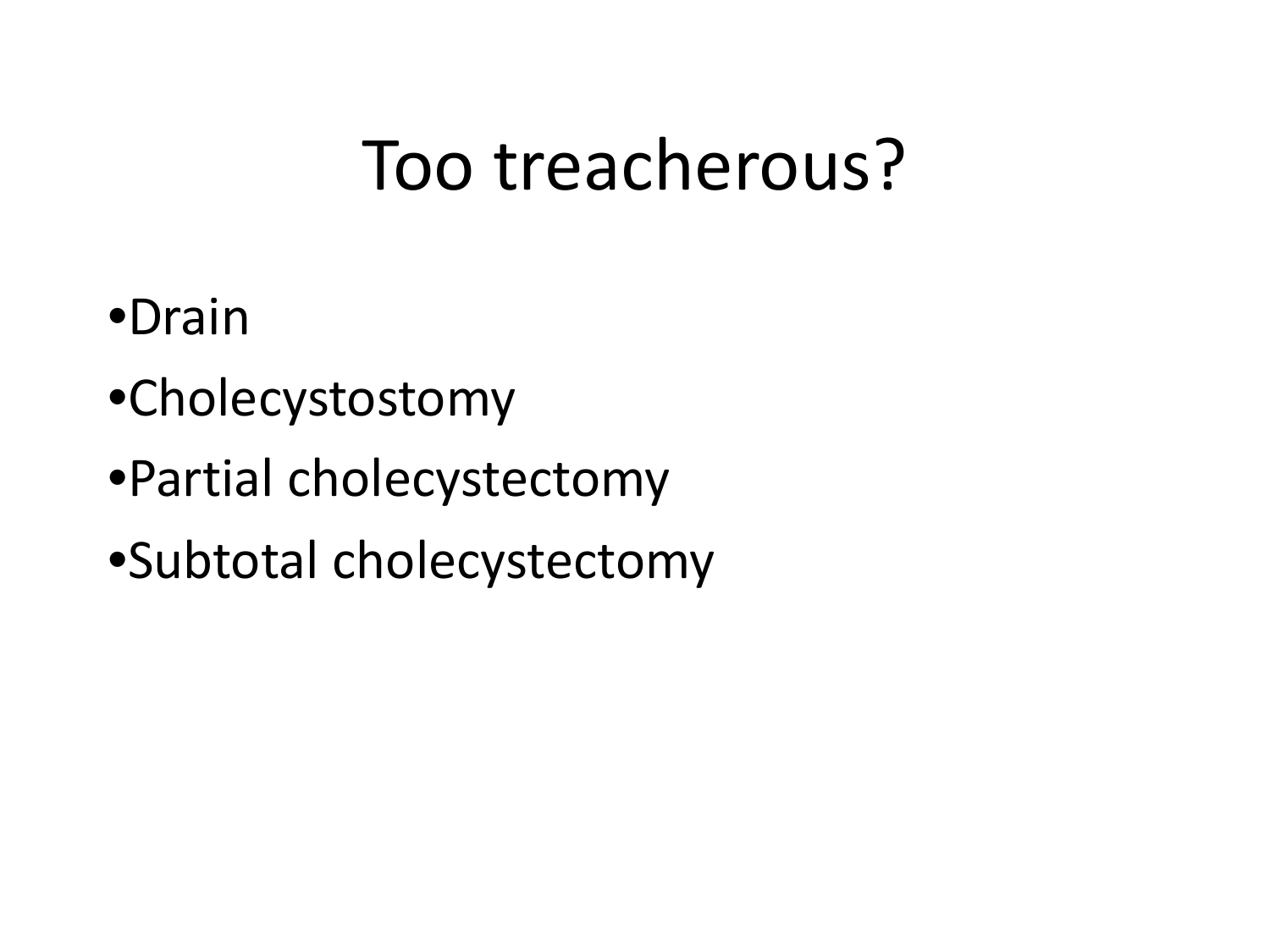# Too treacherous?

- Drain
- Cholecystostomy
- Partial cholecystectomy
- Subtotal cholecystectomy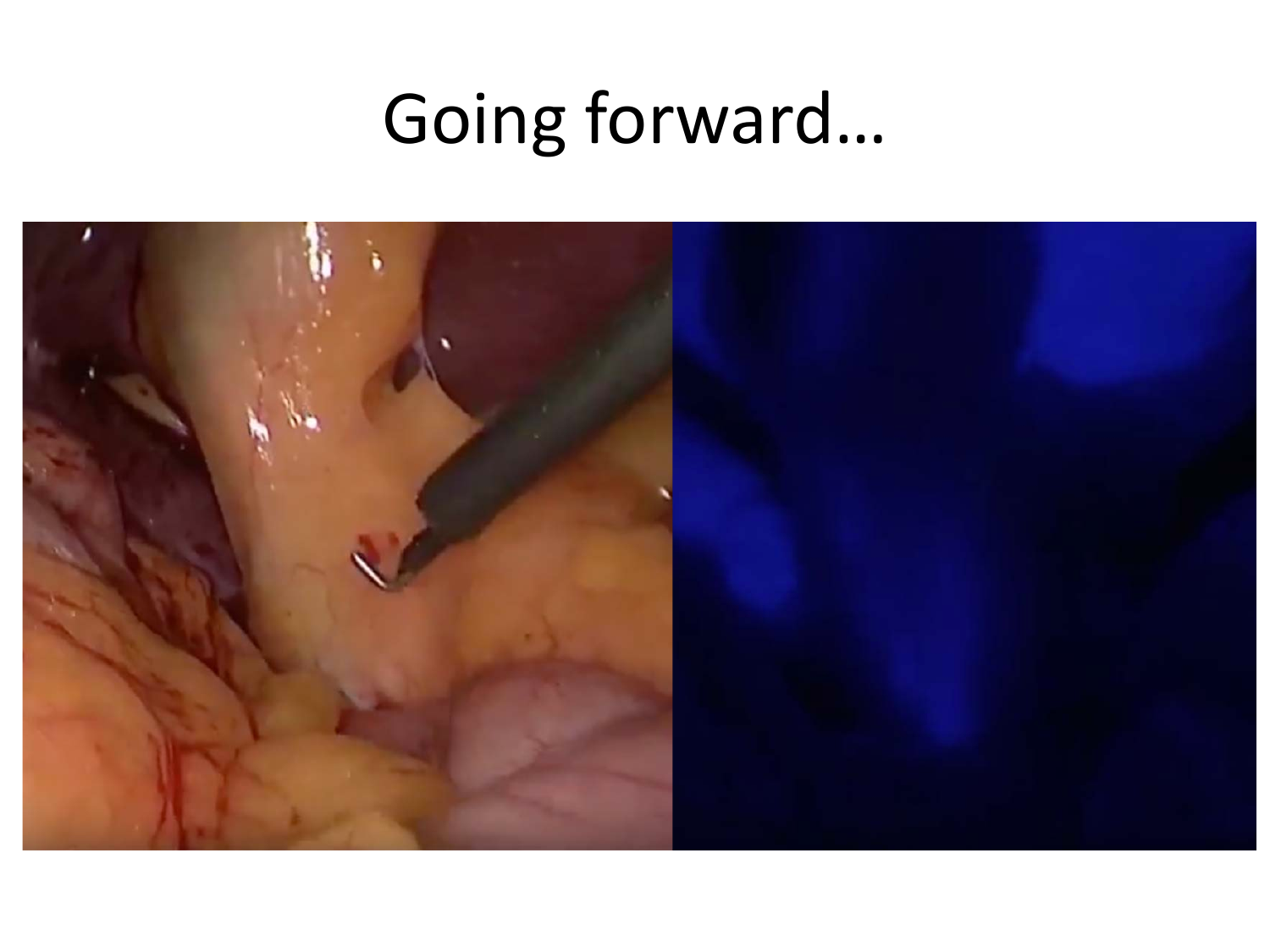# Going forward…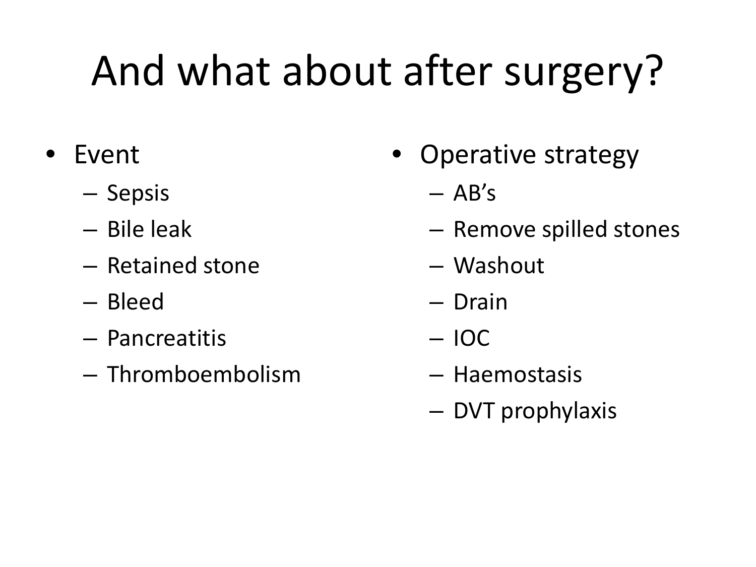# And what about after surgery?

- Event
  - Sepsis
  - Bile leak
  - Retained stone
  - Bleed
  - Pancreatitis
  - Thromboembolism

- Operative strategy
  - AB's
  - Remove spilled stones
  - Washout
  - Drain
  - IOC
  - Haemostasis
  - DVT prophylaxis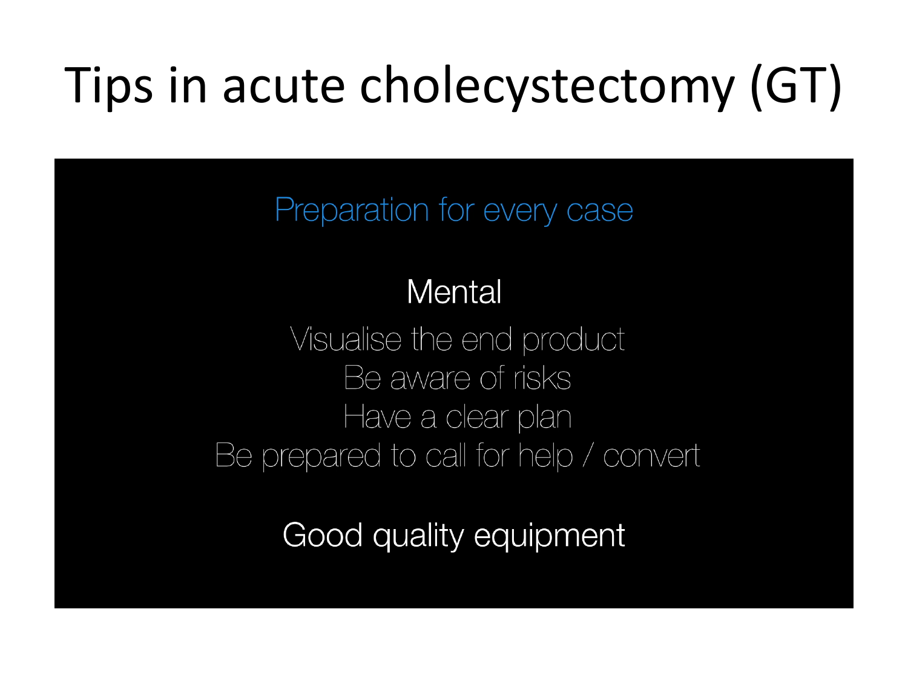# Tips in acute cholecystectomy (GT)

## Preparation for every case

### Mental

Visualise the end product
Be aware of risks
Have a clear plan
Be prepared to call for help / convert

### Good quality equipment